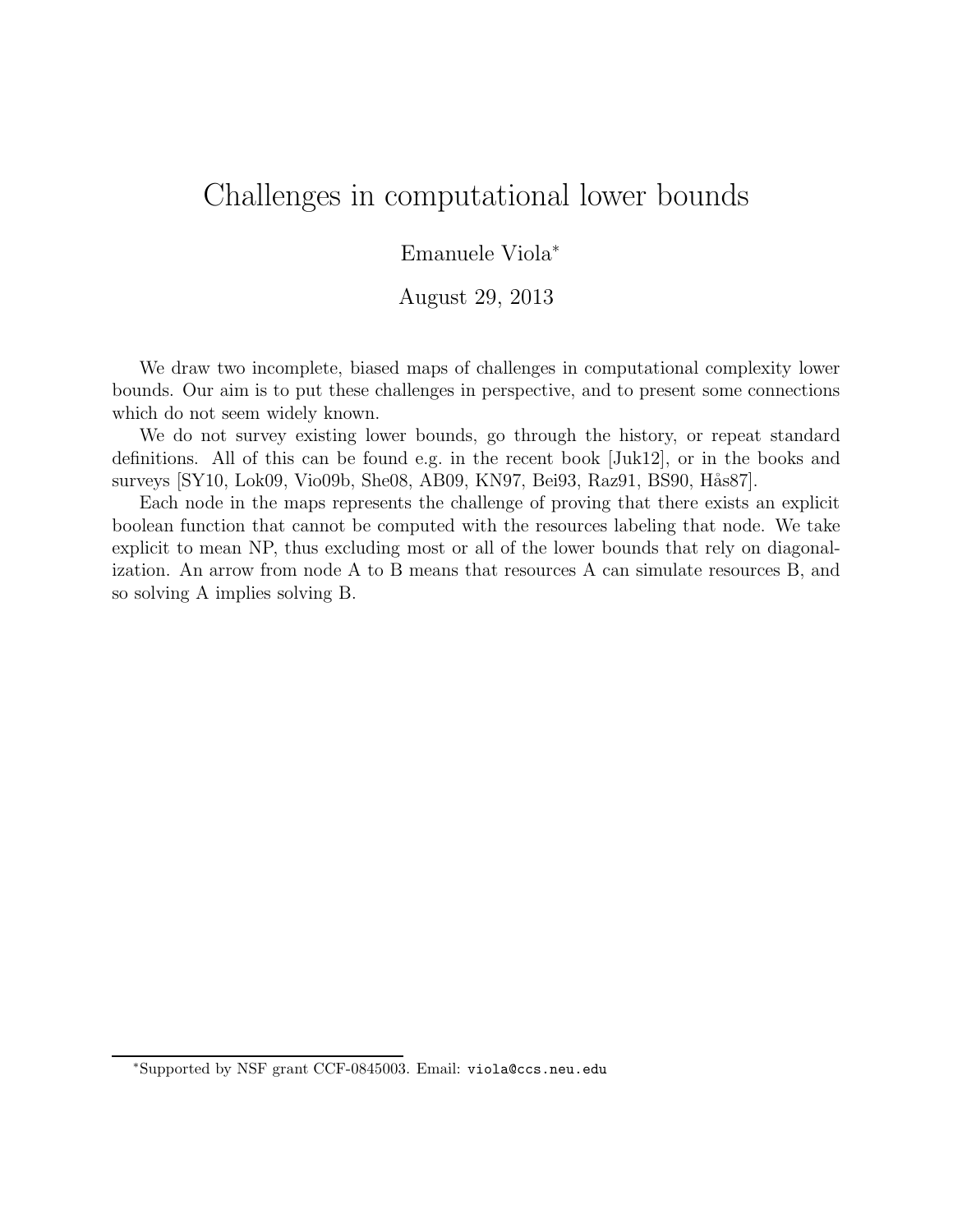# Challenges in computational lower bounds

Emanuele Viola*

August 29, 2013

We draw two incomplete, biased maps of challenges in computational complexity lower bounds. Our aim is to put these challenges in perspective, and to present some connections which do not seem widely known.

We do not survey existing lower bounds, go through the history, or repeat standard definitions. All of this can be found e.g. in the recent book [Juk12], or in the books and surveys [SY10, Lok09, Vio09b, She08, AB09, KN97, Bei93, Raz91, BS90, Hås87].

Each node in the maps represents the challenge of proving that there exists an explicit boolean function that cannot be computed with the resources labeling that node. We take explicit to mean NP, thus excluding most or all of the lower bounds that rely on diagonalization. An arrow from node A to B means that resources A can simulate resources B, and so solving A implies solving B.

---

*Supported by NSF grant CCF-0845003. Email: viola@ccs.neu.edu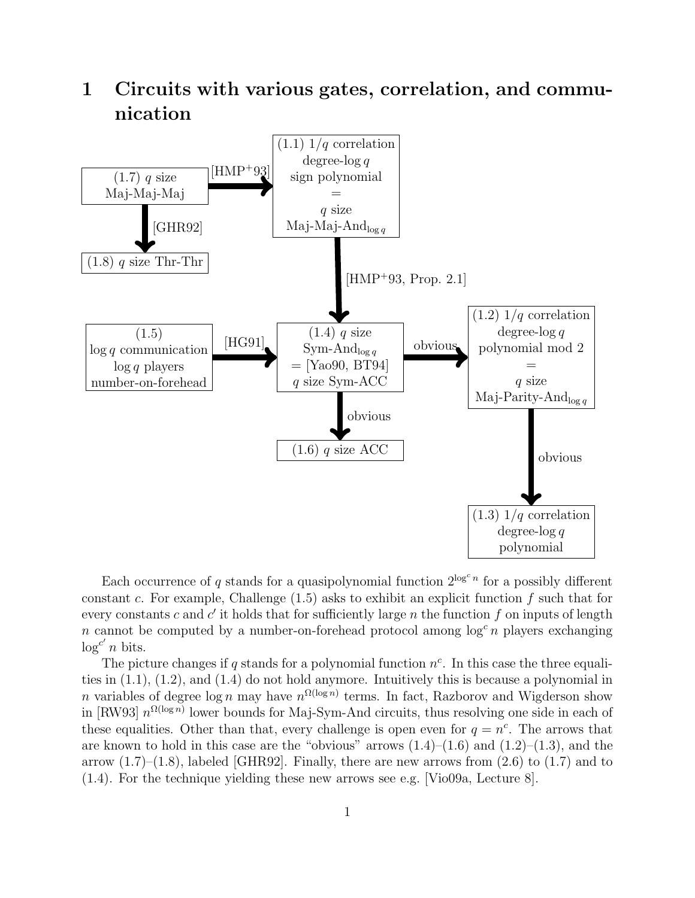# 1 Circuits with various gates, correlation, and communication

(1.7) $q$ size Maj-Maj-Maj

[HMP+93]

(1.1) $1/q$ correlation degree-$\log q$ sign polynomial = $q$ size Maj-Maj-And$_{\log q}$

[GHR92]

(1.8) $q$ size Thr-Thr

[HMP+93, Prop. 2.1]

(1.5) $\log q$ communication $\log q$ players number-on-forehead

[HG91]

(1.4) $q$ size Sym-And$_{\log q}$ = [Yao90, BT94] $q$ size Sym-ACC

obvious

(1.2) $1/q$ correlation degree-$\log q$ polynomial mod 2 = $q$ size Maj-Parity-And$_{\log q}$

obvious

(1.6) $q$ size ACC

obvious

(1.3) $1/q$ correlation degree-$\log q$ polynomial

Each occurrence of $q$ stands for a quasipolynomial function $2^{\log^c n}$ for a possibly different constant $c$. For example, Challenge (1.5) asks to exhibit an explicit function $f$ such that for every constants $c$ and $c'$ it holds that for sufficiently large $n$ the function $f$ on inputs of length $n$ cannot be computed by a number-on-forehead protocol among $\log^c n$ players exchanging $\log^{c'} n$ bits.

The picture changes if $q$ stands for a polynomial function $n^c$. In this case the three equalities in (1.1), (1.2), and (1.4) do not hold anymore. Intuitively this is because a polynomial in $n$ variables of degree $\log n$ may have $n^{\Omega(\log n)}$ terms. In fact, Razborov and Wigderson show in [RW93] $n^{\Omega(\log n)}$ lower bounds for Maj-Sym-And circuits, thus resolving one side in each of these equalities. Other than that, every challenge is open even for $q = n^c$. The arrows that are known to hold in this case are the "obvious" arrows (1.4)–(1.6) and (1.2)–(1.3), and the arrow (1.7)–(1.8), labeled [GHR92]. Finally, there are new arrows from (2.6) to (1.7) and to (1.4). For the technique yielding these new arrows see e.g. [Vio09a, Lecture 8].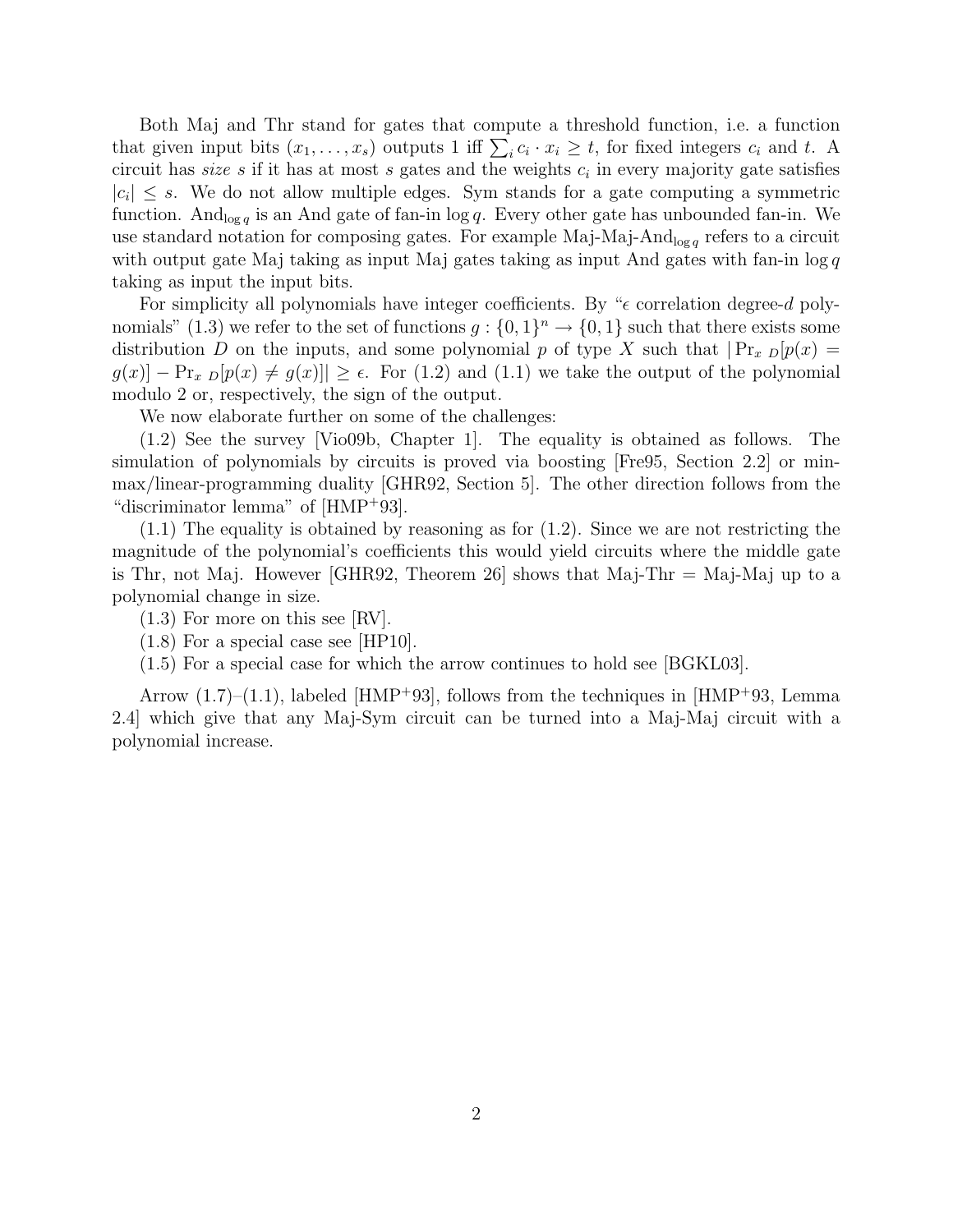Both Maj and Thr stand for gates that compute a threshold function, i.e. a function that given input bits $(x_1, \ldots, x_s)$ outputs 1 iff $\sum_i c_i \cdot x_i \geq t$, for fixed integers $c_i$ and $t$. A circuit has *size* $s$ if it has at most $s$ gates and the weights $c_i$ in every majority gate satisfies $|c_i| \leq s$. We do not allow multiple edges. Sym stands for a gate computing a symmetric function. $\mathrm{And}_{\log q}$ is an And gate of fan-in $\log q$. Every other gate has unbounded fan-in. We use standard notation for composing gates. For example Maj-Maj-$\mathrm{And}_{\log q}$ refers to a circuit with output gate Maj taking as input Maj gates taking as input And gates with fan-in $\log q$ taking as input the input bits.

For simplicity all polynomials have integer coefficients. By "$\epsilon$ correlation degree-$d$ polynomials" (1.3) we refer to the set of functions $g : \{0,1\}^n \to \{0,1\}$ such that there exists some distribution $D$ on the inputs, and some polynomial $p$ of type $X$ such that $|\Pr_{x \ D}[p(x) = g(x)] - \Pr_{x \ D}[p(x) \neq g(x)]| \geq \epsilon$. For (1.2) and (1.1) we take the output of the polynomial modulo 2 or, respectively, the sign of the output.

We now elaborate further on some of the challenges:

(1.2) See the survey [Vio09b, Chapter 1]. The equality is obtained as follows. The simulation of polynomials by circuits is proved via boosting [Fre95, Section 2.2] or min-max/linear-programming duality [GHR92, Section 5]. The other direction follows from the "discriminator lemma" of [HMP+93].

(1.1) The equality is obtained by reasoning as for (1.2). Since we are not restricting the magnitude of the polynomial's coefficients this would yield circuits where the middle gate is Thr, not Maj. However [GHR92, Theorem 26] shows that Maj-Thr = Maj-Maj up to a polynomial change in size.

(1.3) For more on this see [RV].

(1.8) For a special case see [HP10].

(1.5) For a special case for which the arrow continues to hold see [BGKL03].

Arrow (1.7)–(1.1), labeled [HMP+93], follows from the techniques in [HMP+93, Lemma 2.4] which give that any Maj-Sym circuit can be turned into a Maj-Maj circuit with a polynomial increase.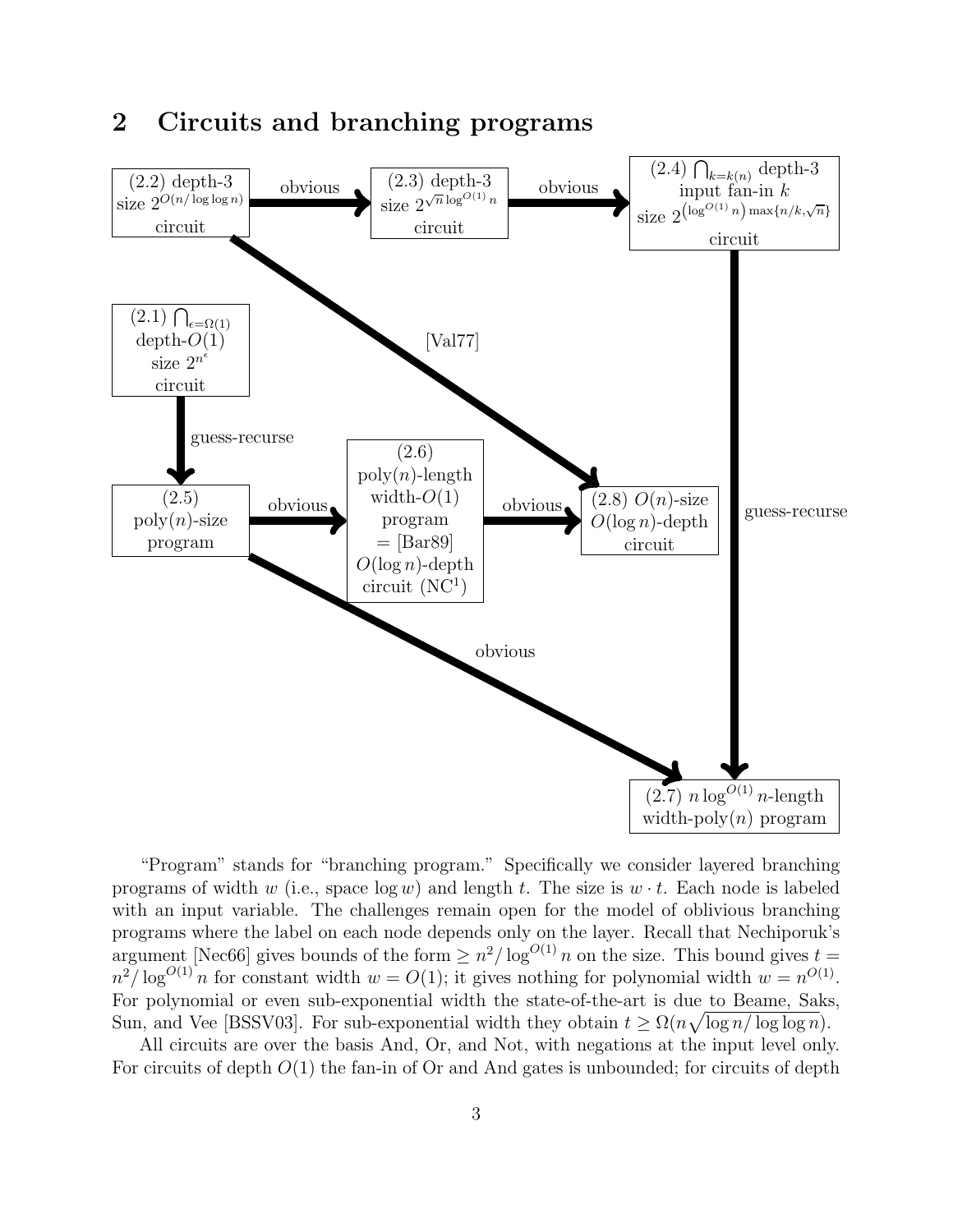## 2 Circuits and branching programs

(2.2) depth-3 size $2^{O(n/\log\log n)}$ circuit —obvious→ (2.3) depth-3 size $2^{\sqrt{n}\log^{O(1)} n}$ circuit —obvious→ (2.4) $\bigcap_{k=k(n)}$ depth-3 input fan-in $k$ size $2^{\left(\log^{O(1)} n\right)\max\{n/k,\sqrt{n}\}}$ circuit

(2.2) —[Val77]→ (2.8)

(2.1) $\bigcap_{\epsilon=\Omega(1)}$ depth-$O(1)$ size $2^{n^{\epsilon}}$ circuit —guess-recurse→ (2.5)

(2.5) poly($n$)-size program —obvious→ (2.6) poly($n$)-length width-$O(1)$ program = [Bar89] $O(\log n)$-depth circuit (NC[1]) —obvious→ (2.8) $O(n)$-size $O(\log n)$-depth circuit

(2.5) —obvious→ (2.7)

(2.4) —guess-recurse→ (2.7) $n\log^{O(1)} n$-length width-poly($n$) program

"Program" stands for "branching program." Specifically we consider layered branching programs of width $w$ (i.e., space $\log w$) and length $t$. The size is $w \cdot t$. Each node is labeled with an input variable. The challenges remain open for the model of oblivious branching programs where the label on each node depends only on the layer. Recall that Nechiporuk's argument [Nec66] gives bounds of the form $\geq n^2/\log^{O(1)} n$ on the size. This bound gives $t = n^2/\log^{O(1)} n$ for constant width $w = O(1)$; it gives nothing for polynomial width $w = n^{O(1)}$. For polynomial or even sub-exponential width the state-of-the-art is due to Beame, Saks, Sun, and Vee [BSSV03]. For sub-exponential width they obtain $t \geq \Omega(n\sqrt{\log n/\log\log n})$.

All circuits are over the basis And, Or, and Not, with negations at the input level only. For circuits of depth $O(1)$ the fan-in of Or and And gates is unbounded; for circuits of depth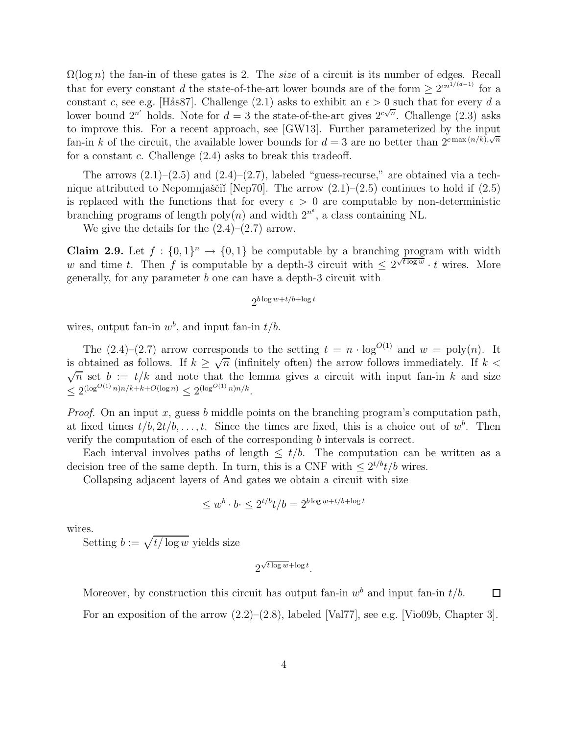$\Omega(\log n)$ the fan-in of these gates is 2. The *size* of a circuit is its number of edges. Recall that for every constant $d$ the state-of-the-art lower bounds are of the form $\geq 2^{cn^{1/(d-1)}}$ for a constant $c$, see e.g. [Hås87]. Challenge (2.1) asks to exhibit an $\epsilon > 0$ such that for every $d$ a lower bound $2^{n^\epsilon}$ holds. Note for $d = 3$ the state-of-the-art gives $2^{c\sqrt{n}}$. Challenge (2.3) asks to improve this. For a recent approach, see [GW13]. Further parameterized by the input fan-in $k$ of the circuit, the available lower bounds for $d = 3$ are no better than $2^{c \max(n/k), \sqrt{n}}$ for a constant $c$. Challenge (2.4) asks to break this tradeoff.

The arrows (2.1)–(2.5) and (2.4)–(2.7), labeled "guess-recurse," are obtained via a technique attributed to Nepomnjaščiĭ [Nep70]. The arrow (2.1)–(2.5) continues to hold if (2.5) is replaced with the functions that for every $\epsilon > 0$ are computable by non-deterministic branching programs of length poly$(n)$ and width $2^{n^\epsilon}$, a class containing NL.

We give the details for the (2.4)–(2.7) arrow.

**Claim 2.9.** Let $f : \{0,1\}^n \to \{0,1\}$ be computable by a branching program with width $w$ and time $t$. Then $f$ is computable by a depth-3 circuit with $\leq 2^{\sqrt{t \log w}} \cdot t$ wires. More generally, for any parameter $b$ one can have a depth-3 circuit with

$$2^{b \log w + t/b + \log t}$$

wires, output fan-in $w^b$, and input fan-in $t/b$.

The (2.4)–(2.7) arrow corresponds to the setting $t = n \cdot \log^{O(1)}$ and $w = \text{poly}(n)$. It is obtained as follows. If $k \geq \sqrt{n}$ (infinitely often) the arrow follows immediately. If $k < \sqrt{n}$ set $b := t/k$ and note that the lemma gives a circuit with input fan-in $k$ and size $\leq 2^{(\log^{O(1)} n)n/k + k + O(\log n)} \leq 2^{(\log^{O(1)} n)n/k}$.

*Proof.* On an input $x$, guess $b$ middle points on the branching program's computation path, at fixed times $t/b, 2t/b, \ldots, t$. Since the times are fixed, this is a choice out of $w^b$. Then verify the computation of each of the corresponding $b$ intervals is correct.

Each interval involves paths of length $\leq t/b$. The computation can be written as a decision tree of the same depth. In turn, this is a CNF with $\leq 2^{t/b} t/b$ wires.

Collapsing adjacent layers of And gates we obtain a circuit with size

$$\leq w^b \cdot b \cdot \leq 2^{t/b} t/b = 2^{b \log w + t/b + \log t}$$

wires.

Setting $b := \sqrt{t/\log w}$ yields size

$$2^{\sqrt{t \log w} + \log t}.$$

Moreover, by construction this circuit has output fan-in $w^b$ and input fan-in $t/b$. ☐

For an exposition of the arrow (2.2)–(2.8), labeled [Val77], see e.g. [Vio09b, Chapter 3].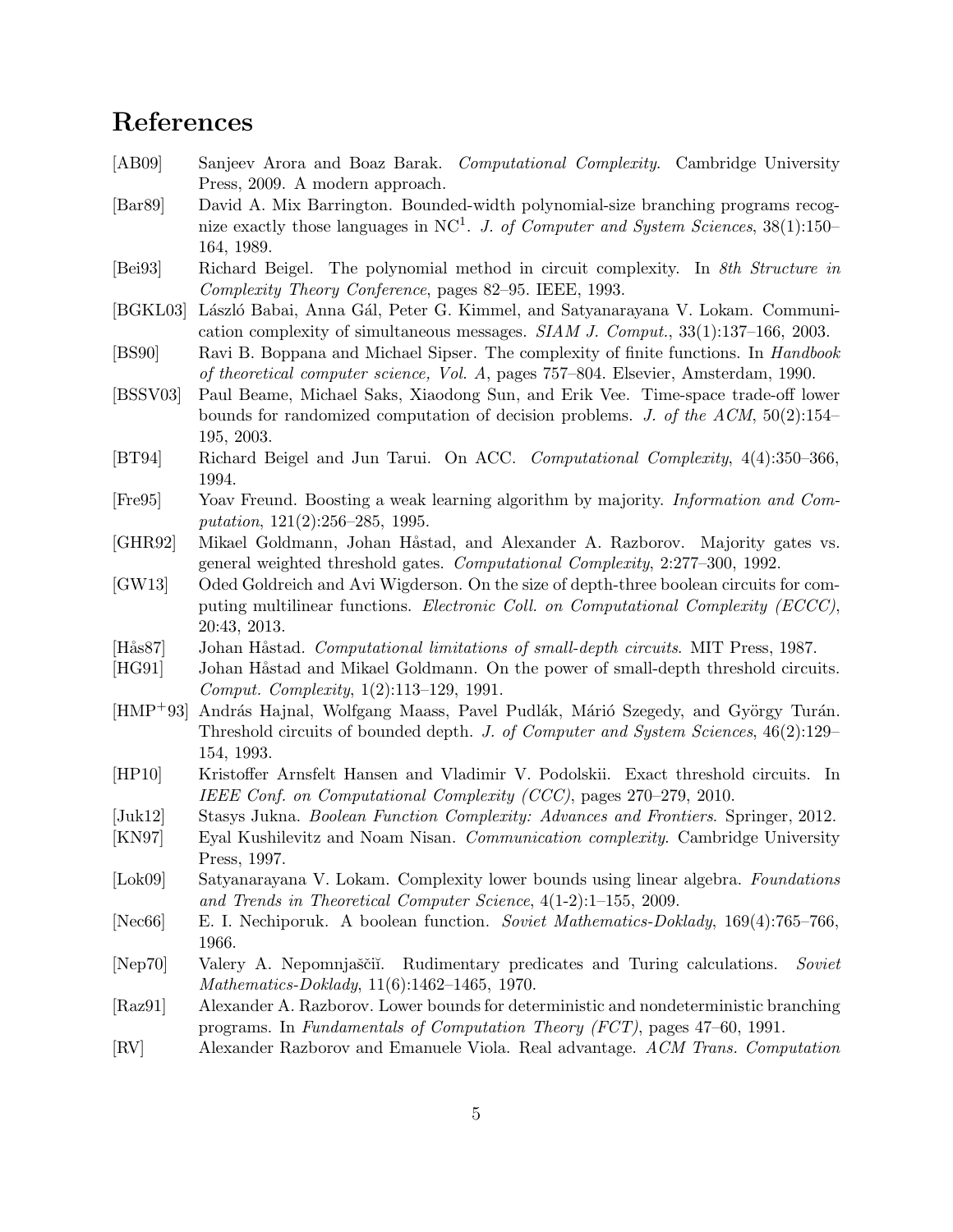# References

[AB09] Sanjeev Arora and Boaz Barak. *Computational Complexity*. Cambridge University Press, 2009. A modern approach.

[Bar89] David A. Mix Barrington. Bounded-width polynomial-size branching programs recognize exactly those languages in $\mathrm{NC}^1$. *J. of Computer and System Sciences*, 38(1):150–164, 1989.

[Bei93] Richard Beigel. The polynomial method in circuit complexity. In *8th Structure in Complexity Theory Conference*, pages 82–95. IEEE, 1993.

[BGKL03] László Babai, Anna Gál, Peter G. Kimmel, and Satyanarayana V. Lokam. Communication complexity of simultaneous messages. *SIAM J. Comput.*, 33(1):137–166, 2003.

[BS90] Ravi B. Boppana and Michael Sipser. The complexity of finite functions. In *Handbook of theoretical computer science, Vol. A*, pages 757–804. Elsevier, Amsterdam, 1990.

[BSSV03] Paul Beame, Michael Saks, Xiaodong Sun, and Erik Vee. Time-space trade-off lower bounds for randomized computation of decision problems. *J. of the ACM*, 50(2):154–195, 2003.

[BT94] Richard Beigel and Jun Tarui. On ACC. *Computational Complexity*, 4(4):350–366, 1994.

[Fre95] Yoav Freund. Boosting a weak learning algorithm by majority. *Information and Computation*, 121(2):256–285, 1995.

[GHR92] Mikael Goldmann, Johan Håstad, and Alexander A. Razborov. Majority gates vs. general weighted threshold gates. *Computational Complexity*, 2:277–300, 1992.

[GW13] Oded Goldreich and Avi Wigderson. On the size of depth-three boolean circuits for computing multilinear functions. *Electronic Coll. on Computational Complexity (ECCC)*, 20:43, 2013.

[Hås87] Johan Håstad. *Computational limitations of small-depth circuits*. MIT Press, 1987.

[HG91] Johan Håstad and Mikael Goldmann. On the power of small-depth threshold circuits. *Comput. Complexity*, 1(2):113–129, 1991.

[HMP+93] András Hajnal, Wolfgang Maass, Pavel Pudlák, Márió Szegedy, and György Turán. Threshold circuits of bounded depth. *J. of Computer and System Sciences*, 46(2):129–154, 1993.

[HP10] Kristoffer Arnsfelt Hansen and Vladimir V. Podolskii. Exact threshold circuits. In *IEEE Conf. on Computational Complexity (CCC)*, pages 270–279, 2010.

[Juk12] Stasys Jukna. *Boolean Function Complexity: Advances and Frontiers*. Springer, 2012.

[KN97] Eyal Kushilevitz and Noam Nisan. *Communication complexity*. Cambridge University Press, 1997.

[Lok09] Satyanarayana V. Lokam. Complexity lower bounds using linear algebra. *Foundations and Trends in Theoretical Computer Science*, 4(1-2):1–155, 2009.

[Nec66] E. I. Nechiporuk. A boolean function. *Soviet Mathematics-Doklady*, 169(4):765–766, 1966.

[Nep70] Valery A. Nepomnjaščiĭ. Rudimentary predicates and Turing calculations. *Soviet Mathematics-Doklady*, 11(6):1462–1465, 1970.

[Raz91] Alexander A. Razborov. Lower bounds for deterministic and nondeterministic branching programs. In *Fundamentals of Computation Theory (FCT)*, pages 47–60, 1991.

[RV] Alexander Razborov and Emanuele Viola. Real advantage. *ACM Trans. Computation*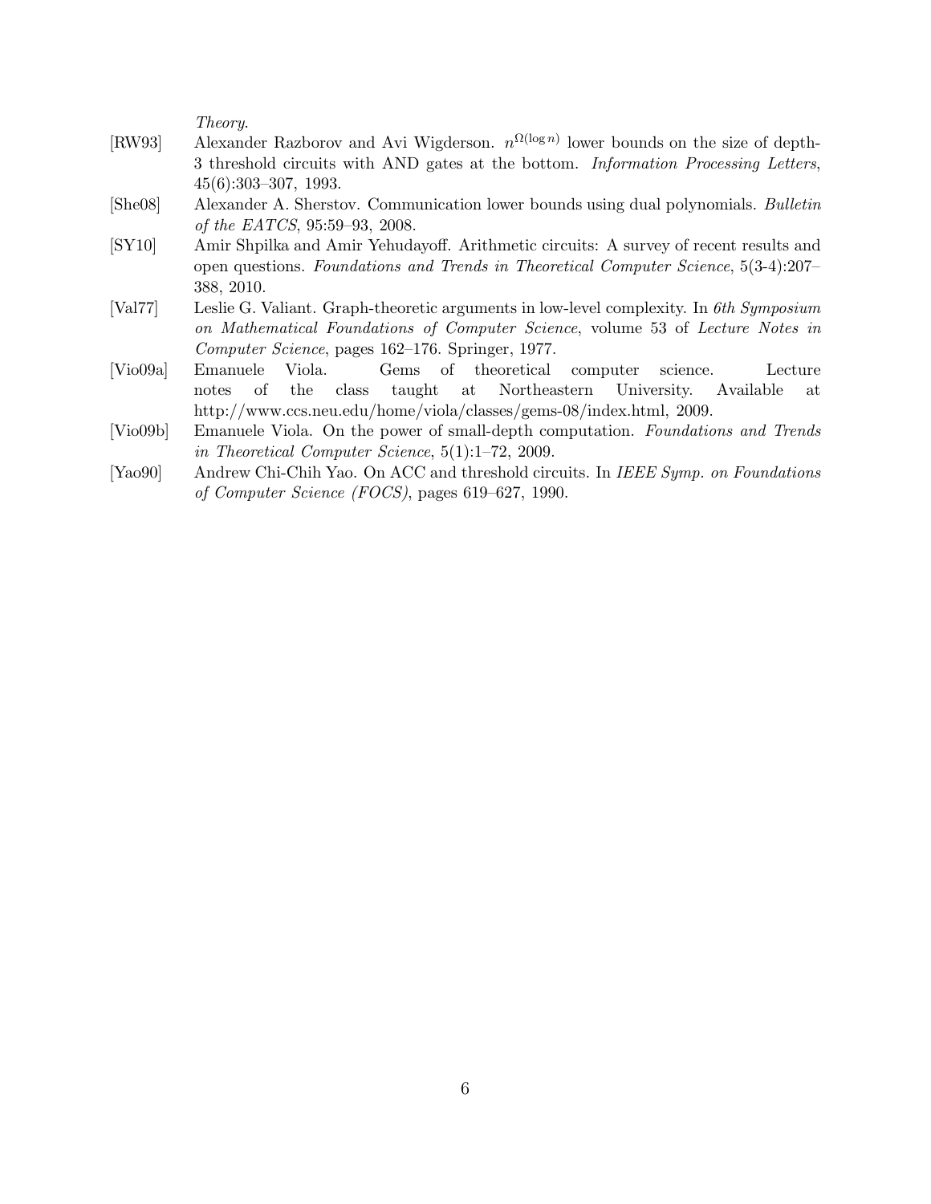*Theory*.

[RW93] Alexander Razborov and Avi Wigderson. $n^{\Omega(\log n)}$ lower bounds on the size of depth-3 threshold circuits with AND gates at the bottom. *Information Processing Letters*, 45(6):303–307, 1993.

[She08] Alexander A. Sherstov. Communication lower bounds using dual polynomials. *Bulletin of the EATCS*, 95:59–93, 2008.

[SY10] Amir Shpilka and Amir Yehudayoff. Arithmetic circuits: A survey of recent results and open questions. *Foundations and Trends in Theoretical Computer Science*, 5(3-4):207–388, 2010.

[Val77] Leslie G. Valiant. Graph-theoretic arguments in low-level complexity. In *6th Symposium on Mathematical Foundations of Computer Science*, volume 53 of *Lecture Notes in Computer Science*, pages 162–176. Springer, 1977.

[Vio09a] Emanuele Viola. Gems of theoretical computer science. Lecture notes of the class taught at Northeastern University. Available at http://www.ccs.neu.edu/home/viola/classes/gems-08/index.html, 2009.

[Vio09b] Emanuele Viola. On the power of small-depth computation. *Foundations and Trends in Theoretical Computer Science*, 5(1):1–72, 2009.

[Yao90] Andrew Chi-Chih Yao. On ACC and threshold circuits. In *IEEE Symp. on Foundations of Computer Science (FOCS)*, pages 619–627, 1990.